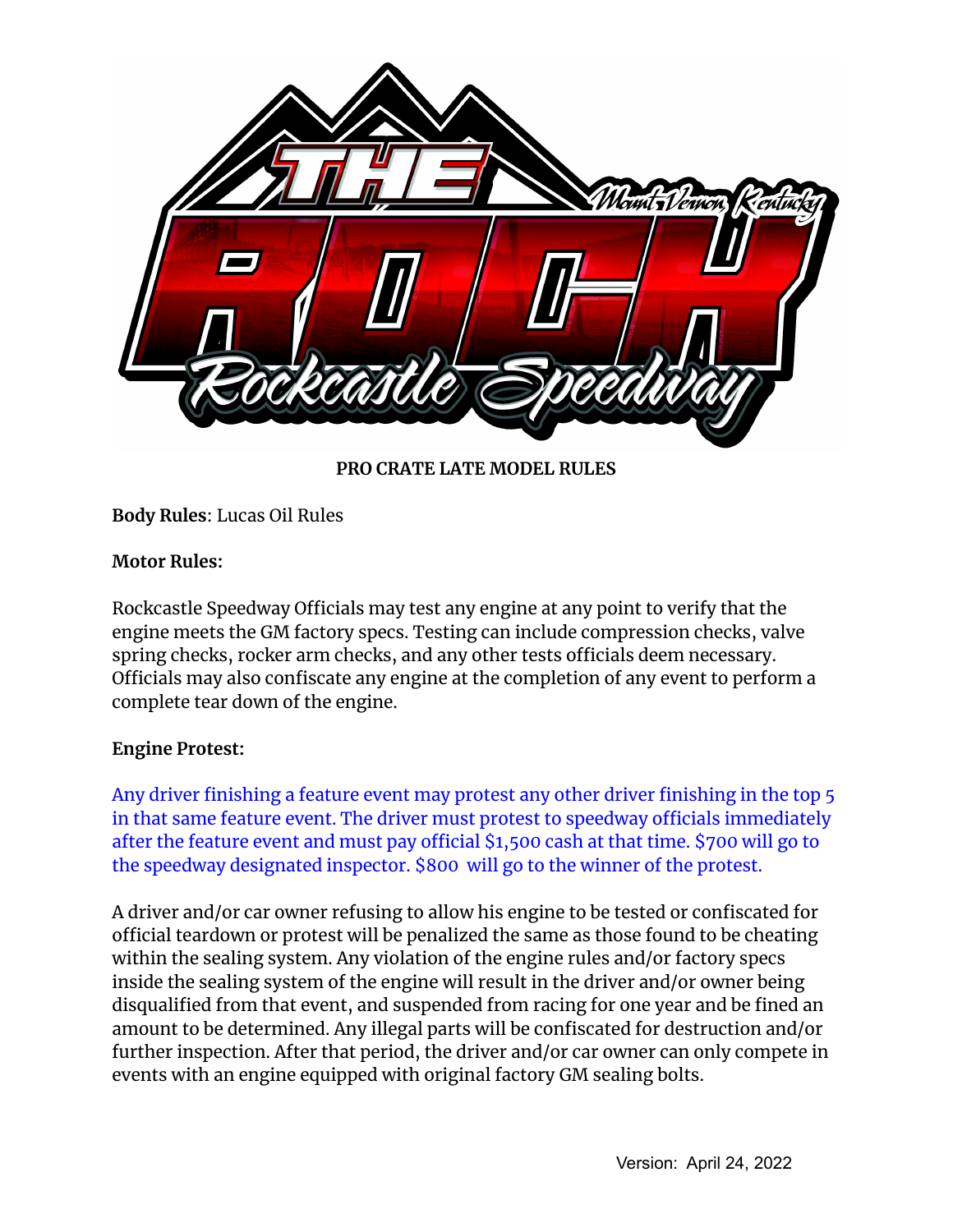**PRO CRATE LATE MODEL RULES**

**Body Rules**: Lucas Oil Rules

**Motor Rules:**

Rockcastle Speedway Officials may test any engine at any point to verify that the engine meets the GM factory specs. Testing can include compression checks, valve spring checks, rocker arm checks, and any other tests officials deem necessary. Officials may also confiscate any engine at the completion of any event to perform a complete tear down of the engine.

**Engine Protest:**

Any driver finishing a feature event may protest any other driver finishing in the top 5 in that same feature event. The driver must protest to speedway officials immediately after the feature event and must pay official $1,500 cash at that time. $700 will go to the speedway designated inspector. $800 will go to the winner of the protest.

A driver and/or car owner refusing to allow his engine to be tested or confiscated for official teardown or protest will be penalized the same as those found to be cheating within the sealing system. Any violation of the engine rules and/or factory specs inside the sealing system of the engine will result in the driver and/or owner being disqualified from that event, and suspended from racing for one year and be fined an amount to be determined. Any illegal parts will be confiscated for destruction and/or further inspection. After that period, the driver and/or car owner can only compete in events with an engine equipped with original factory GM sealing bolts.

Version: April 24, 2022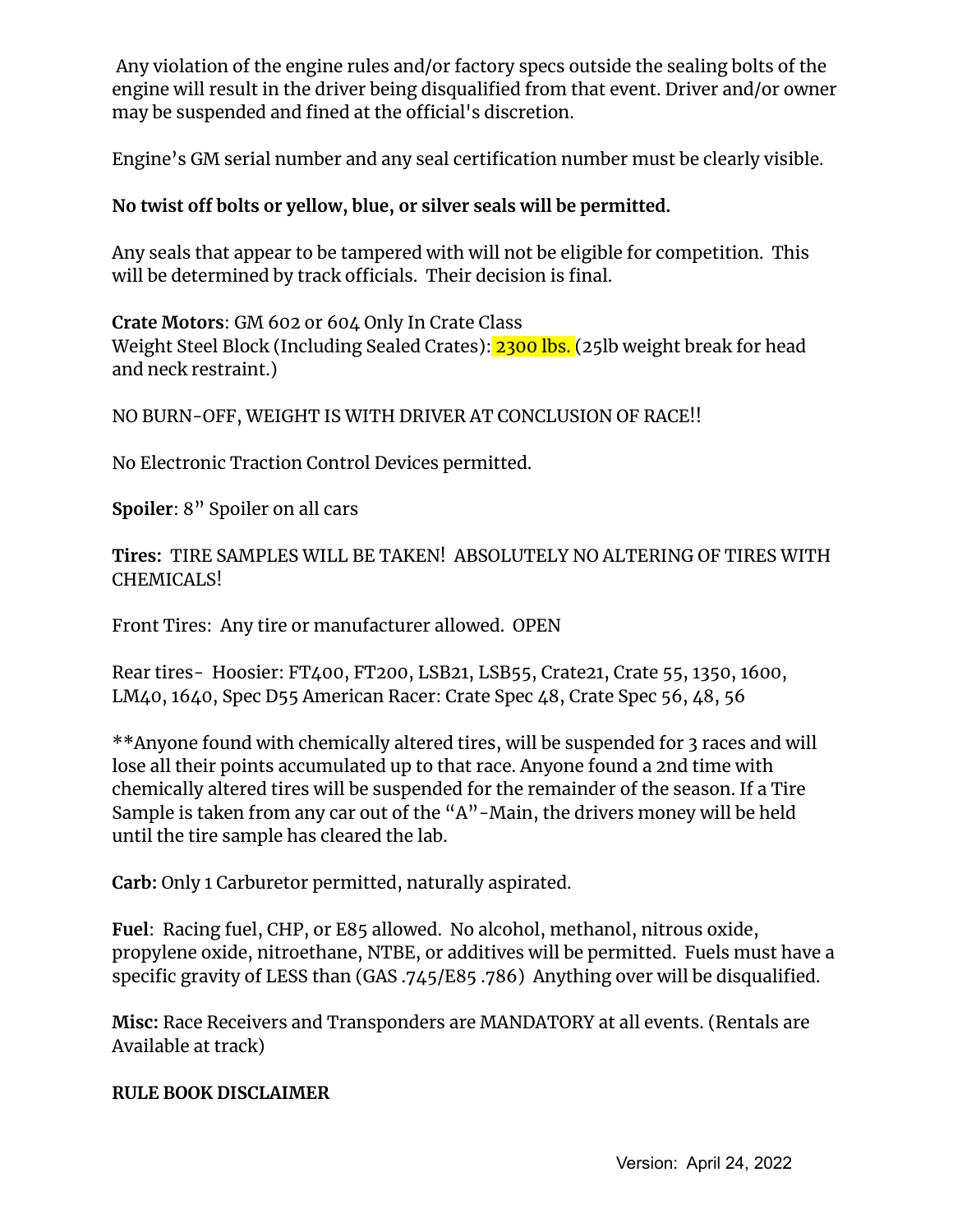Any violation of the engine rules and/or factory specs outside the sealing bolts of the engine will result in the driver being disqualified from that event. Driver and/or owner may be suspended and fined at the official's discretion.

Engine's GM serial number and any seal certification number must be clearly visible.

**No twist off bolts or yellow, blue, or silver seals will be permitted.**

Any seals that appear to be tampered with will not be eligible for competition. This will be determined by track officials. Their decision is final.

**Crate Motors**: GM 602 or 604 Only In Crate Class
Weight Steel Block (Including Sealed Crates): 2300 lbs. (25lb weight break for head and neck restraint.)

NO BURN-OFF, WEIGHT IS WITH DRIVER AT CONCLUSION OF RACE!!

No Electronic Traction Control Devices permitted.

**Spoiler**: 8" Spoiler on all cars

**Tires:** TIRE SAMPLES WILL BE TAKEN! ABSOLUTELY NO ALTERING OF TIRES WITH CHEMICALS!

Front Tires: Any tire or manufacturer allowed. OPEN

Rear tires- Hoosier: FT400, FT200, LSB21, LSB55, Crate21, Crate 55, 1350, 1600, LM40, 1640, Spec D55 American Racer: Crate Spec 48, Crate Spec 56, 48, 56

**Anyone found with chemically altered tires, will be suspended for 3 races and will lose all their points accumulated up to that race. Anyone found a 2nd time with chemically altered tires will be suspended for the remainder of the season. If a Tire Sample is taken from any car out of the "A"-Main, the drivers money will be held until the tire sample has cleared the lab.

**Carb:** Only 1 Carburetor permitted, naturally aspirated.

**Fuel**: Racing fuel, CHP, or E85 allowed. No alcohol, methanol, nitrous oxide, propylene oxide, nitroethane, NTBE, or additives will be permitted. Fuels must have a specific gravity of LESS than (GAS .745/E85 .786) Anything over will be disqualified.

**Misc:** Race Receivers and Transponders are MANDATORY at all events. (Rentals are Available at track)

**RULE BOOK DISCLAIMER**

Version: April 24, 2022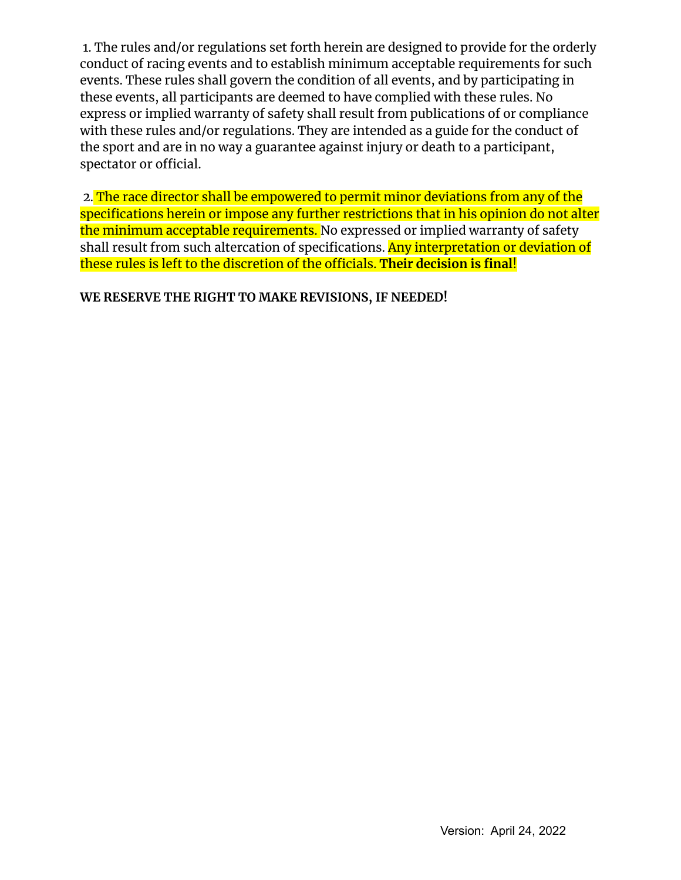1. The rules and/or regulations set forth herein are designed to provide for the orderly conduct of racing events and to establish minimum acceptable requirements for such events. These rules shall govern the condition of all events, and by participating in these events, all participants are deemed to have complied with these rules. No express or implied warranty of safety shall result from publications of or compliance with these rules and/or regulations. They are intended as a guide for the conduct of the sport and are in no way a guarantee against injury or death to a participant, spectator or official.

2. The race director shall be empowered to permit minor deviations from any of the specifications herein or impose any further restrictions that in his opinion do not alter the minimum acceptable requirements. No expressed or implied warranty of safety shall result from such altercation of specifications. Any interpretation or deviation of these rules is left to the discretion of the officials. **Their decision is final**!

**WE RESERVE THE RIGHT TO MAKE REVISIONS, IF NEEDED!**

Version: April 24, 2022